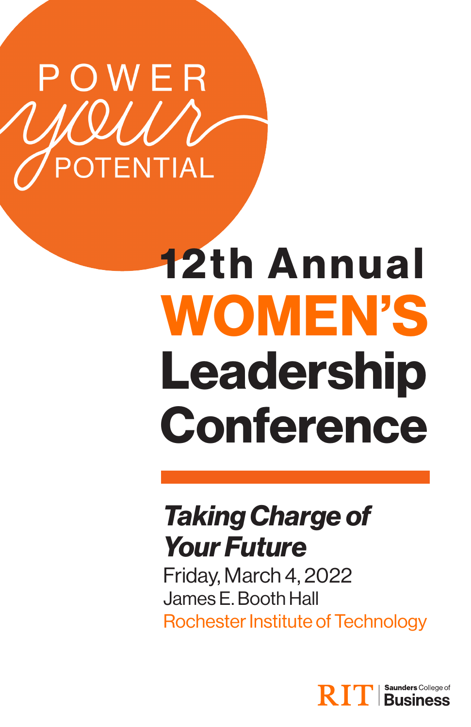POWER *your* POTENTIAL

# 12th Annual WOMEN'S Leadership Conference

## *Taking Charge of Your Future*

Friday, March 4, 2022
James E. Booth Hall
Rochester Institute of Technology

RIT | Saunders College of Business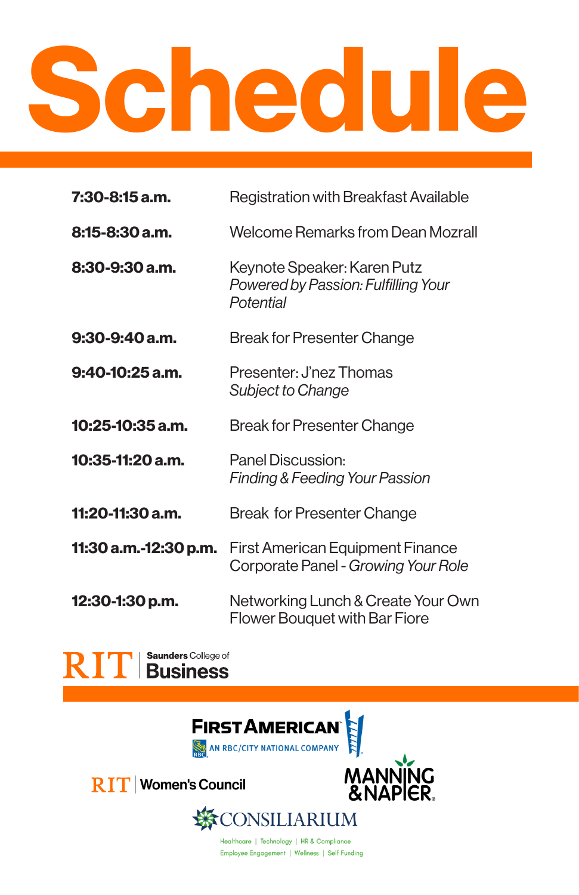# Schedule

| | |
|---|---|
| **7:30-8:15 a.m.** | Registration with Breakfast Available |
| **8:15-8:30 a.m.** | Welcome Remarks from Dean Mozrall |
| **8:30-9:30 a.m.** | Keynote Speaker: Karen Putz<br>*Powered by Passion: Fulfilling Your Potential* |
| **9:30-9:40 a.m.** | Break for Presenter Change |
| **9:40-10:25 a.m.** | Presenter: J'nez Thomas<br>*Subject to Change* |
| **10:25-10:35 a.m.** | Break for Presenter Change |
| **10:35-11:20 a.m.** | Panel Discussion:<br>*Finding & Feeding Your Passion* |
| **11:20-11:30 a.m.** | Break for Presenter Change |
| **11:30 a.m.-12:30 p.m.** | First American Equipment Finance Corporate Panel - *Growing Your Role* |
| **12:30-1:30 p.m.** | Networking Lunch & Create Your Own Flower Bouquet with Bar Fiore |

RIT | Saunders College of Business

First American – An RBC/City National Company

RIT | Women's Council

Manning & Napier

Consiliarium
Healthcare | Technology | HR & Compliance
Employee Engagement | Wellness | Self Funding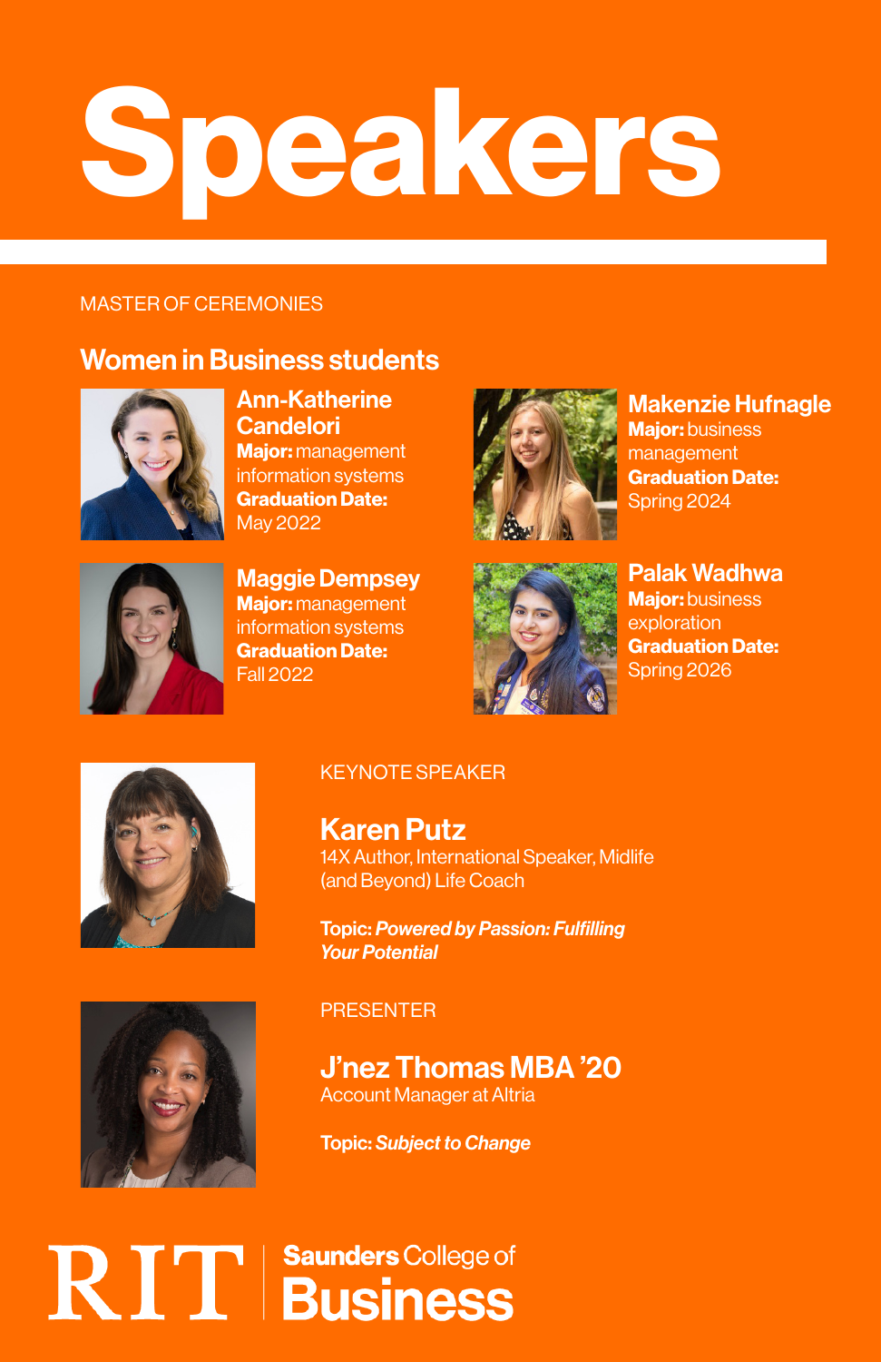# Speakers

MASTER OF CEREMONIES

## Women in Business students

### Ann-Katherine Candelori
**Major:** management information systems
**Graduation Date:** May 2022

### Makenzie Hufnagle
**Major:** business management
**Graduation Date:** Spring 2024

### Maggie Dempsey
**Major:** management information systems
**Graduation Date:** Fall 2022

### Palak Wadhwa
**Major:** business exploration
**Graduation Date:** Spring 2026

KEYNOTE SPEAKER

## Karen Putz
14X Author, International Speaker, Midlife (and Beyond) Life Coach

**Topic:** ***Powered by Passion: Fulfilling Your Potential***

PRESENTER

## J'nez Thomas MBA '20
Account Manager at Altria

**Topic:** ***Subject to Change***

RIT | **Saunders** College of **Business**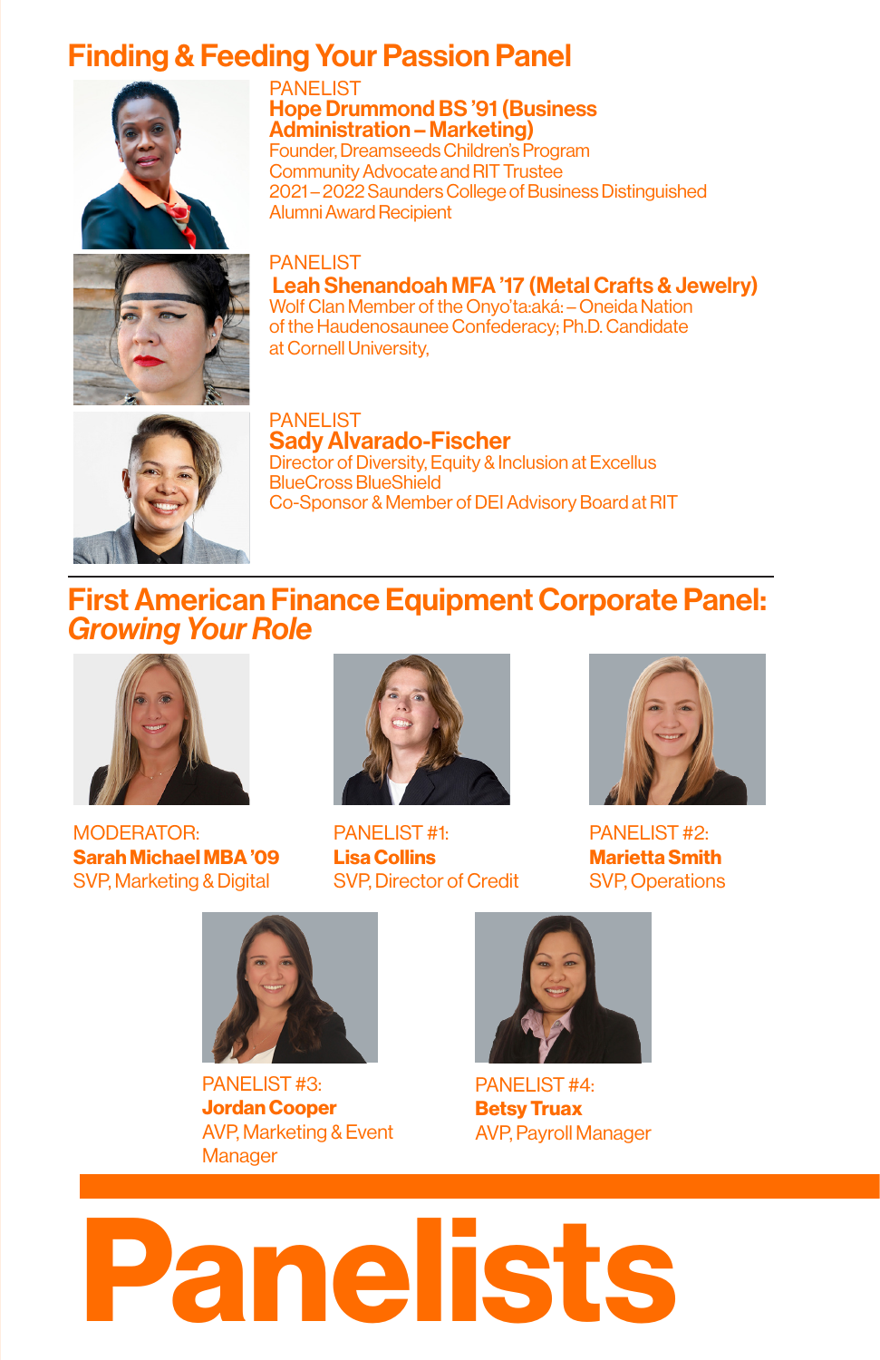## Finding & Feeding Your Passion Panel

PANELIST
**Hope Drummond BS '91 (Business Administration – Marketing)**
Founder, Dreamseeds Children's Program
Community Advocate and RIT Trustee
2021–2022 Saunders College of Business Distinguished Alumni Award Recipient

PANELIST
**Leah Shenandoah MFA '17 (Metal Crafts & Jewelry)**
Wolf Clan Member of the Onyo'ta:aká: – Oneida Nation of the Haudenosaunee Confederacy; Ph.D. Candidate at Cornell University,

PANELIST
**Sady Alvarado-Fischer**
Director of Diversity, Equity & Inclusion at Excellus BlueCross BlueShield
Co-Sponsor & Member of DEI Advisory Board at RIT

## First American Finance Equipment Corporate Panel: *Growing Your Role*

MODERATOR:
**Sarah Michael MBA '09**
SVP, Marketing & Digital

PANELIST #1:
**Lisa Collins**
SVP, Director of Credit

PANELIST #2:
**Marietta Smith**
SVP, Operations

PANELIST #3:
**Jordan Cooper**
AVP, Marketing & Event Manager

PANELIST #4:
**Betsy Truax**
AVP, Payroll Manager

# Panelists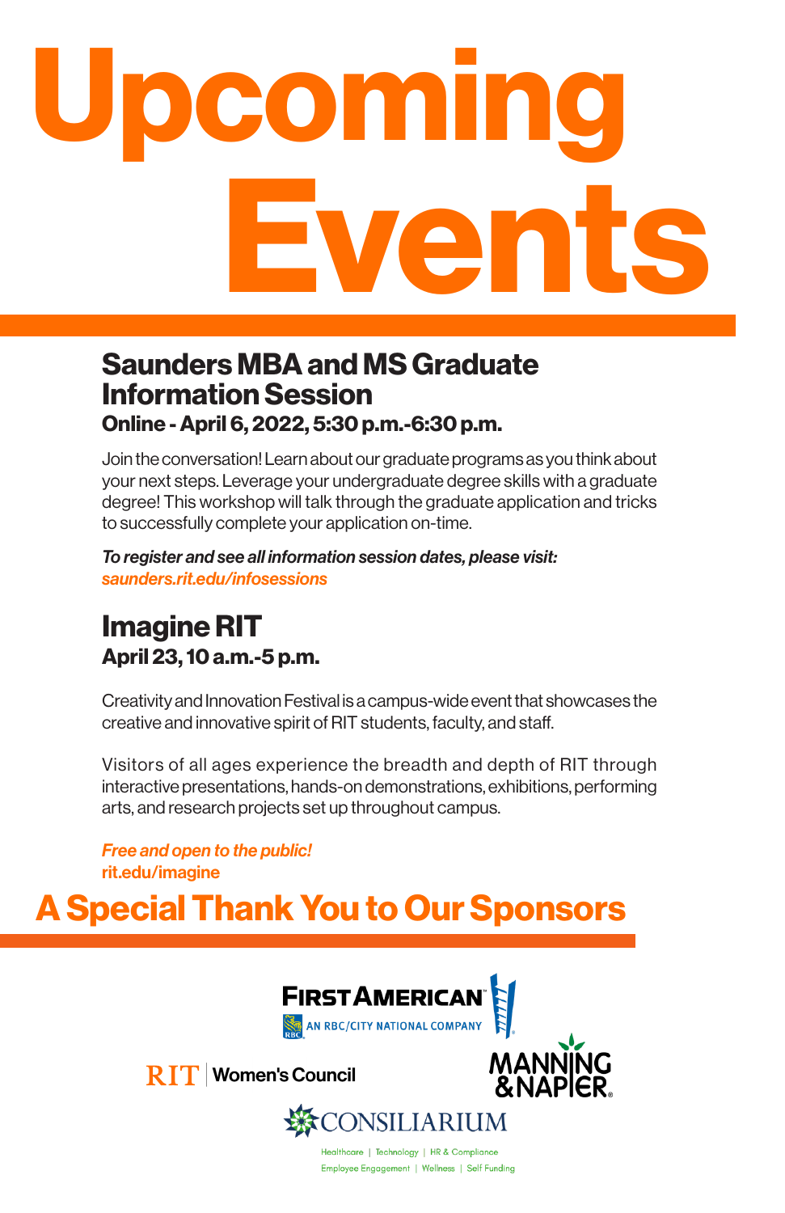# Upcoming Events

## Saunders MBA and MS Graduate Information Session

**Online - April 6, 2022, 5:30 p.m.-6:30 p.m.**

Join the conversation! Learn about our graduate programs as you think about your next steps. Leverage your undergraduate degree skills with a graduate degree! This workshop will talk through the graduate application and tricks to successfully complete your application on-time.

***To register and see all information session dates, please visit:***
*saunders.rit.edu/infosessions*

## Imagine RIT

**April 23, 10 a.m.-5 p.m.**

Creativity and Innovation Festival is a campus-wide event that showcases the creative and innovative spirit of RIT students, faculty, and staff.

Visitors of all ages experience the breadth and depth of RIT through interactive presentations, hands-on demonstrations, exhibitions, performing arts, and research projects set up throughout campus.

*Free and open to the public!*
**rit.edu/imagine**

## A Special Thank You to Our Sponsors

First American — An RBC/City National Company

RIT Women's Council

Manning & Napier

Consiliarium — Healthcare | Technology | HR & Compliance | Employee Engagement | Wellness | Self Funding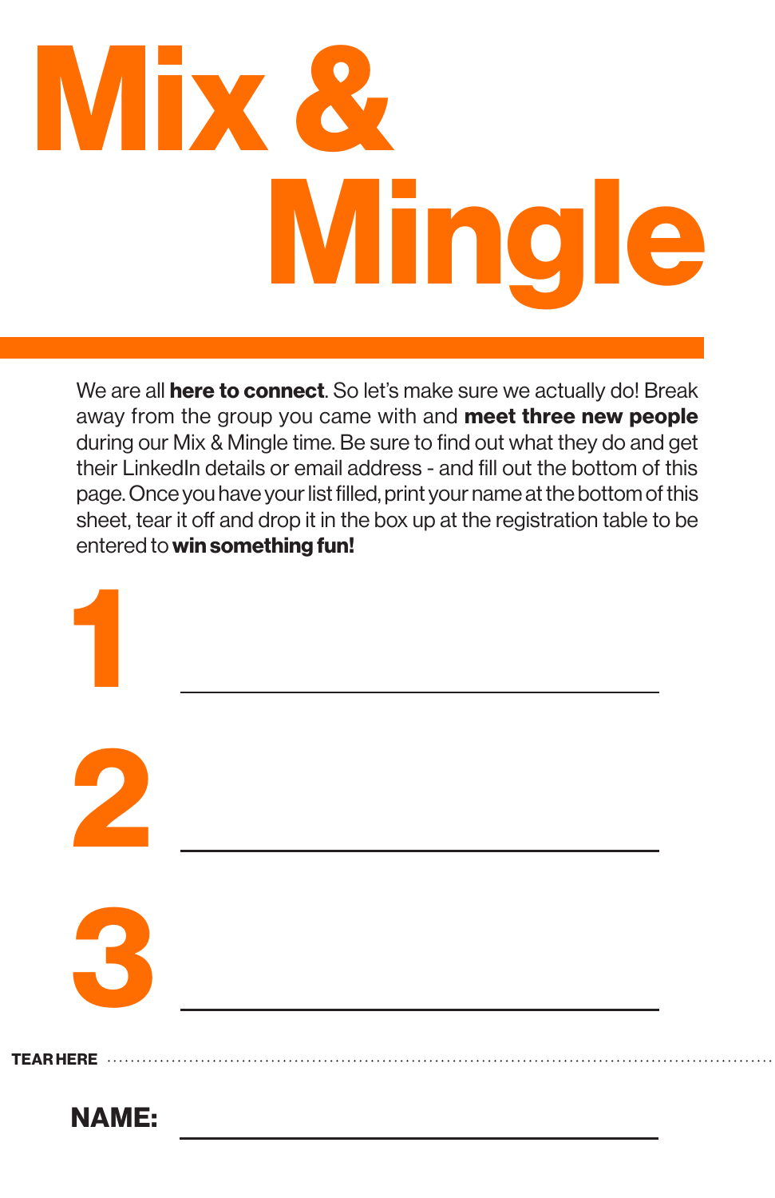# Mix & Mingle

We are all **here to connect**. So let's make sure we actually do! Break away from the group you came with and **meet three new people** during our Mix & Mingle time. Be sure to find out what they do and get their LinkedIn details or email address - and fill out the bottom of this page. Once you have your list filled, print your name at the bottom of this sheet, tear it off and drop it in the box up at the registration table to be entered to **win something fun!**

1 ____________________

2 ____________________

3 ____________________

**TEAR HERE** ..............................................................................

**NAME:** ____________________